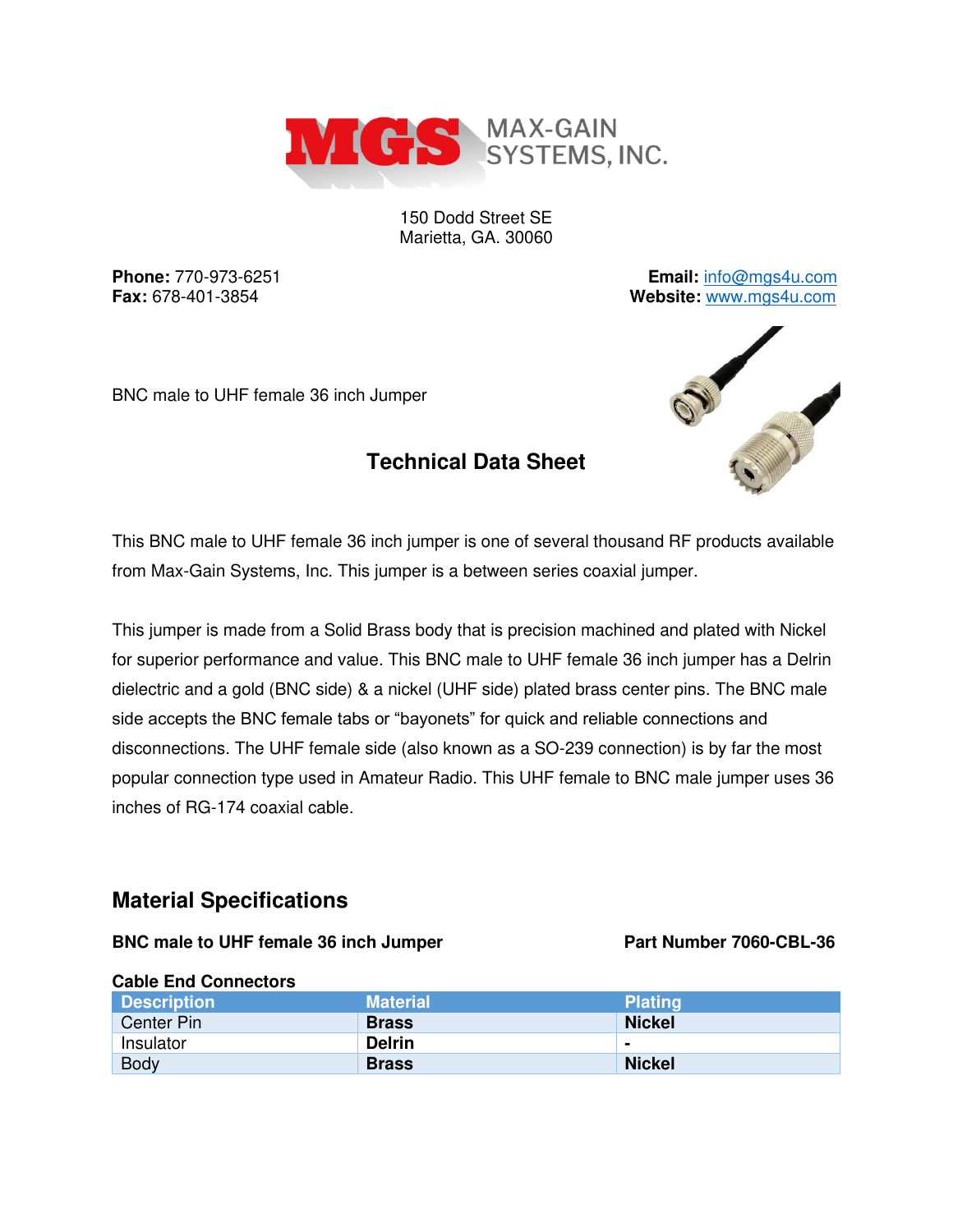MAX-GAIN SYSTEMS, INC.

150 Dodd Street SE
Marietta, GA. 30060

**Phone:** 770-973-6251
**Fax:** 678-401-3854

**Email:** info@mgs4u.com
**Website:** www.mgs4u.com

BNC male to UHF female 36 inch Jumper

## Technical Data Sheet

This BNC male to UHF female 36 inch jumper is one of several thousand RF products available from Max-Gain Systems, Inc. This jumper is a between series coaxial jumper.

This jumper is made from a Solid Brass body that is precision machined and plated with Nickel for superior performance and value. This BNC male to UHF female 36 inch jumper has a Delrin dielectric and a gold (BNC side) & a nickel (UHF side) plated brass center pins. The BNC male side accepts the BNC female tabs or "bayonets" for quick and reliable connections and disconnections. The UHF female side (also known as a SO-239 connection) is by far the most popular connection type used in Amateur Radio. This UHF female to BNC male jumper uses 36 inches of RG-174 coaxial cable.

## Material Specifications

**BNC male to UHF female 36 inch Jumper** **Part Number 7060-CBL-36**

**Cable End Connectors**

| Description | Material | Plating |
|---|---|---|
| Center Pin | **Brass** | **Nickel** |
| Insulator | **Delrin** | **-** |
| Body | **Brass** | **Nickel** |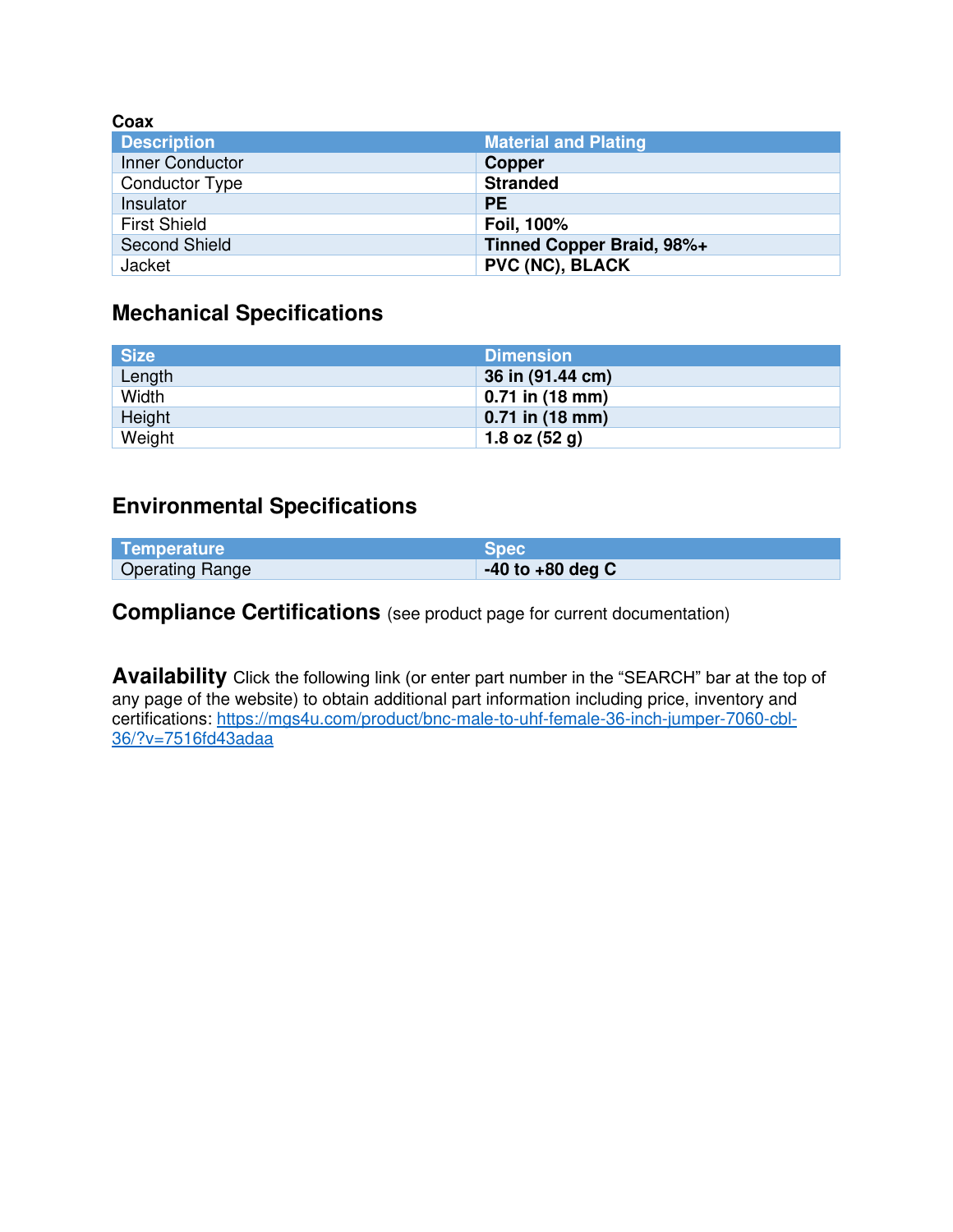**Coax**

| Description | Material and Plating |
|---|---|
| Inner Conductor | **Copper** |
| Conductor Type | **Stranded** |
| Insulator | **PE** |
| First Shield | **Foil, 100%** |
| Second Shield | **Tinned Copper Braid, 98%+** |
| Jacket | **PVC (NC), BLACK** |

## Mechanical Specifications

| Size | Dimension |
|---|---|
| Length | **36 in (91.44 cm)** |
| Width | **0.71 in (18 mm)** |
| Height | **0.71 in (18 mm)** |
| Weight | **1.8 oz (52 g)** |

## Environmental Specifications

| Temperature | Spec |
|---|---|
| Operating Range | **-40 to +80 deg C** |

## Compliance Certifications (see product page for current documentation)

## Availability

Click the following link (or enter part number in the "SEARCH" bar at the top of any page of the website) to obtain additional part information including price, inventory and certifications: [https://mgs4u.com/product/bnc-male-to-uhf-female-36-inch-jumper-7060-cbl-36/?v=7516fd43adaa](https://mgs4u.com/product/bnc-male-to-uhf-female-36-inch-jumper-7060-cbl-36/?v=7516fd43adaa)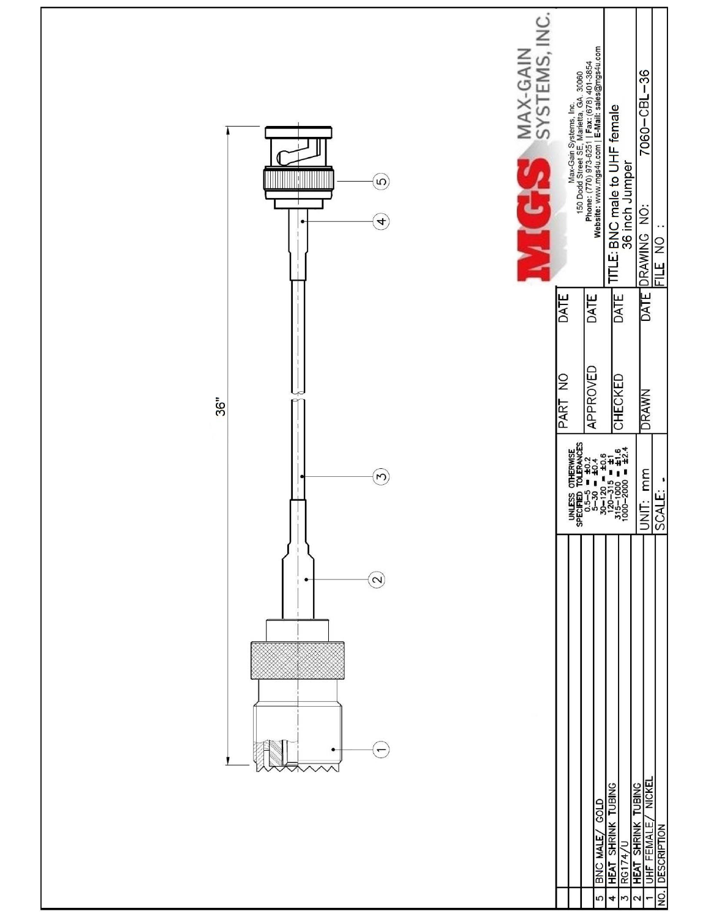36"

1 2 3 4 5

| NO. | DESCRIPTION |
|---|---|
| 5 | BNC MALE/ GOLD |
| 4 | HEAT SHRINK TUBING |
| 3 | RG174/U |
| 2 | HEAT SHRINK TUBING |
| 1 | UHF FEMALE/ NICKEL |

UNLESS OTHERWISE SPECIFIED TOLERANCES
0.5–5 = ±0.2
5–30 = ±0.4
30–120 = ±0.6
120–315 = ±1
315–1000 = ±1.6
1000–2000 = ±2.4

UNIT: mm

SCALE: -

| | |
|---|---|
| PART NO | DATE |
| APPROVED | DATE |
| CHECKED | DATE |
| DRAWN | DATE |

MGS MAX-GAIN SYSTEMS, INC.

Max-Gain Systems, Inc.
150 Dodd Street SE, Marietta, GA 30060
**Phone:** (770) 973-6251 | **Fax:** (678) 401-3854
**Website:** www.mgs4u.com | **E-Mail:** sales@mgs4u.com

TITLE: BNC male to UHF female 36 inch Jumper

DRAWING NO: 7060-CBL-36

FILE NO :